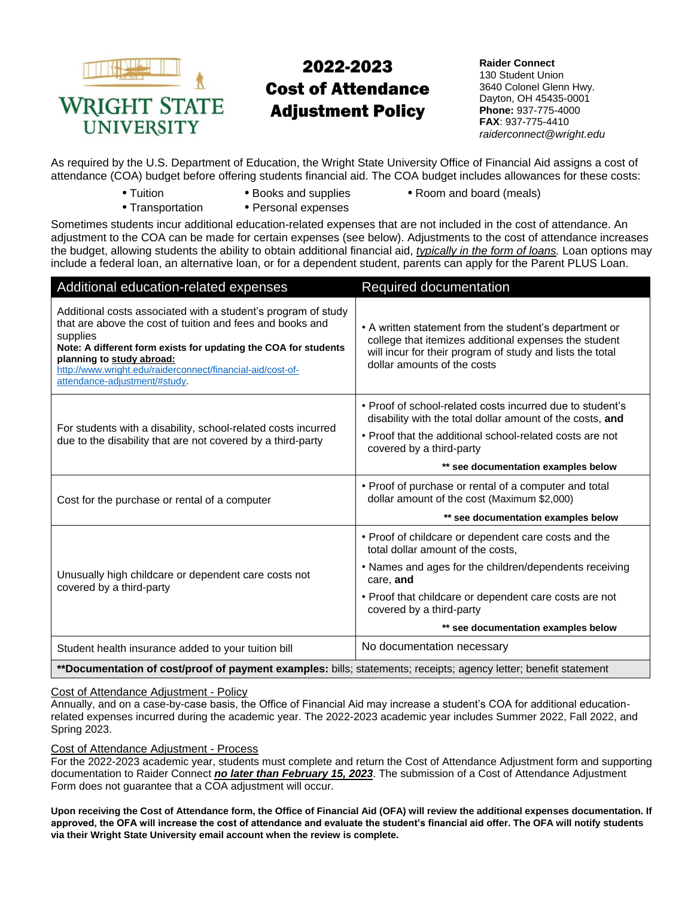# 2022-2023 Cost of Attendance Adjustment Policy

**Wright State University**

**Raider Connect**
130 Student Union
3640 Colonel Glenn Hwy.
Dayton, OH 45435-0001
**Phone:** 937-775-4000
**FAX**: 937-775-4410
*raiderconnect@wright.edu*

As required by the U.S. Department of Education, the Wright State University Office of Financial Aid assigns a cost of attendance (COA) budget before offering students financial aid. The COA budget includes allowances for these costs:

- Tuition
- Books and supplies
- Room and board (meals)
- Transportation
- Personal expenses

Sometimes students incur additional education-related expenses that are not included in the cost of attendance. An adjustment to the COA can be made for certain expenses (see below). Adjustments to the cost of attendance increases the budget, allowing students the ability to obtain additional financial aid, ***typically in the form of loans.*** Loan options may include a federal loan, an alternative loan, or for a dependent student, parents can apply for the Parent PLUS Loan.

| Additional education-related expenses | Required documentation |
|---|---|
| Additional costs associated with a student's program of study that are above the cost of tuition and fees and books and supplies<br>**Note: A different form exists for updating the COA for students planning to study abroad:** [http://www.wright.edu/raiderconnect/financial-aid/cost-of-attendance-adjustment/#study](http://www.wright.edu/raiderconnect/financial-aid/cost-of-attendance-adjustment/#study). | • A written statement from the student's department or college that itemizes additional expenses the student will incur for their program of study and lists the total dollar amounts of the costs |
| For students with a disability, school-related costs incurred due to the disability that are not covered by a third-party | • Proof of school-related costs incurred due to student's disability with the total dollar amount of the costs, **and**<br>• Proof that the additional school-related costs are not covered by a third-party<br>**\*\* see documentation examples below** |
| Cost for the purchase or rental of a computer | • Proof of purchase or rental of a computer and total dollar amount of the cost (Maximum $2,000)<br>**\*\* see documentation examples below** |
| Unusually high childcare or dependent care costs not covered by a third-party | • Proof of childcare or dependent care costs and the total dollar amount of the costs,<br>• Names and ages for the children/dependents receiving care, **and**<br>• Proof that childcare or dependent care costs are not covered by a third-party<br>**\*\* see documentation examples below** |
| Student health insurance added to your tuition bill | No documentation necessary |

**\*\*Documentation of cost/proof of payment examples:** bills; statements; receipts; agency letter; benefit statement

Cost of Attendance Adjustment - Policy

Annually, and on a case-by-case basis, the Office of Financial Aid may increase a student's COA for additional education-related expenses incurred during the academic year. The 2022-2023 academic year includes Summer 2022, Fall 2022, and Spring 2023.

Cost of Attendance Adjustment - Process

For the 2022-2023 academic year, students must complete and return the Cost of Attendance Adjustment form and supporting documentation to Raider Connect ***no later than February 15, 2023***. The submission of a Cost of Attendance Adjustment Form does not guarantee that a COA adjustment will occur.

**Upon receiving the Cost of Attendance form, the Office of Financial Aid (OFA) will review the additional expenses documentation. If approved, the OFA will increase the cost of attendance and evaluate the student's financial aid offer. The OFA will notify students via their Wright State University email account when the review is complete.**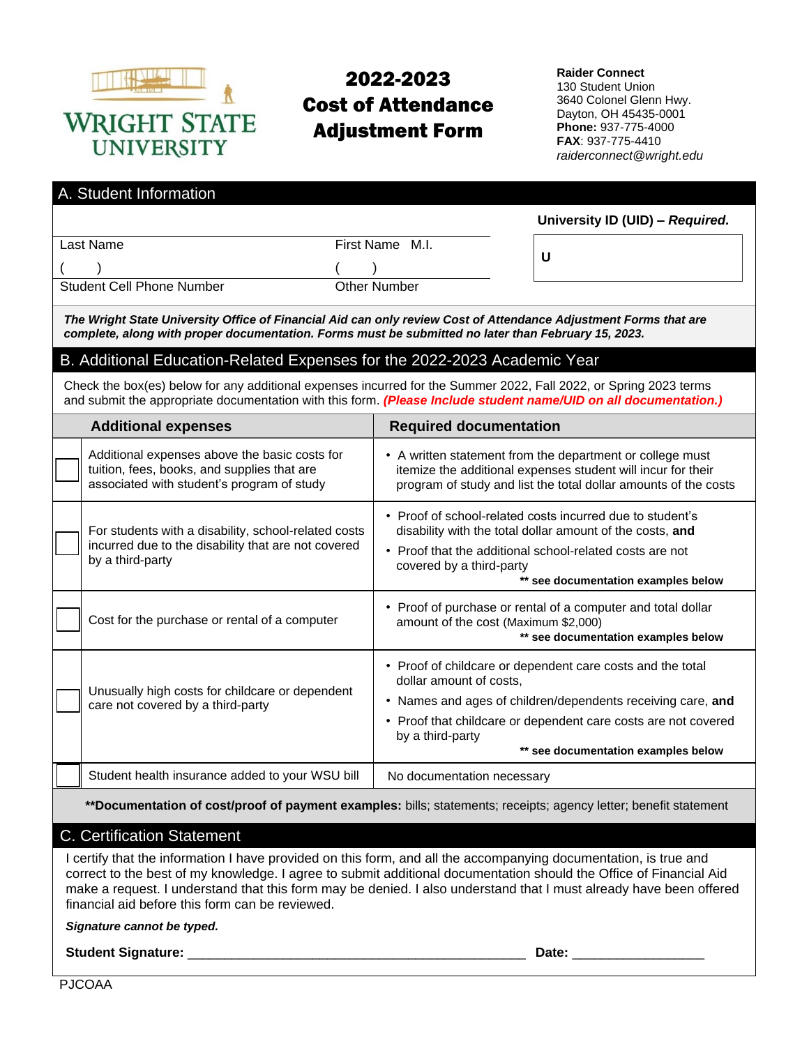WRIGHT STATE UNIVERSITY

# 2022-2023 Cost of Attendance Adjustment Form

**Raider Connect**
130 Student Union
3640 Colonel Glenn Hwy.
Dayton, OH 45435-0001
**Phone:** 937-775-4000
**FAX**: 937-775-4410
*raiderconnect@wright.edu*

## A. Student Information

**University ID (UID) – *Required.***

| | | |
|---|---|---|
| Last Name | First Name M.I. | U |
| ( ) | ( ) | |
| Student Cell Phone Number | Other Number | |

***The Wright State University Office of Financial Aid can only review Cost of Attendance Adjustment Forms that are complete, along with proper documentation. Forms must be submitted no later than February 15, 2023.***

## B. Additional Education-Related Expenses for the 2022-2023 Academic Year

Check the box(es) below for any additional expenses incurred for the Summer 2022, Fall 2022, or Spring 2023 terms and submit the appropriate documentation with this form. ***(Please Include student name/UID on all documentation.)***

| | Additional expenses | Required documentation |
|---|---|---|
| ☐ | Additional expenses above the basic costs for tuition, fees, books, and supplies that are associated with student's program of study | • A written statement from the department or college must itemize the additional expenses student will incur for their program of study and list the total dollar amounts of the costs |
| ☐ | For students with a disability, school-related costs incurred due to the disability that are not covered by a third-party | • Proof of school-related costs incurred due to student's disability with the total dollar amount of the costs, **and** • Proof that the additional school-related costs are not covered by a third-party **\*\* see documentation examples below** |
| ☐ | Cost for the purchase or rental of a computer | • Proof of purchase or rental of a computer and total dollar amount of the cost (Maximum $2,000) **\*\* see documentation examples below** |
| ☐ | Unusually high costs for childcare or dependent care not covered by a third-party | • Proof of childcare or dependent care costs and the total dollar amount of costs, • Names and ages of children/dependents receiving care, **and** • Proof that childcare or dependent care costs are not covered by a third-party **\*\* see documentation examples below** |
| ☐ | Student health insurance added to your WSU bill | No documentation necessary |

**\*\*Documentation of cost/proof of payment examples:** bills; statements; receipts; agency letter; benefit statement

## C. Certification Statement

I certify that the information I have provided on this form, and all the accompanying documentation, is true and correct to the best of my knowledge. I agree to submit additional documentation should the Office of Financial Aid make a request. I understand that this form may be denied. I also understand that I must already have been offered financial aid before this form can be reviewed.

***Signature cannot be typed.***

**Student Signature:** _______________________________________________ **Date:** _________________

PJCOAA